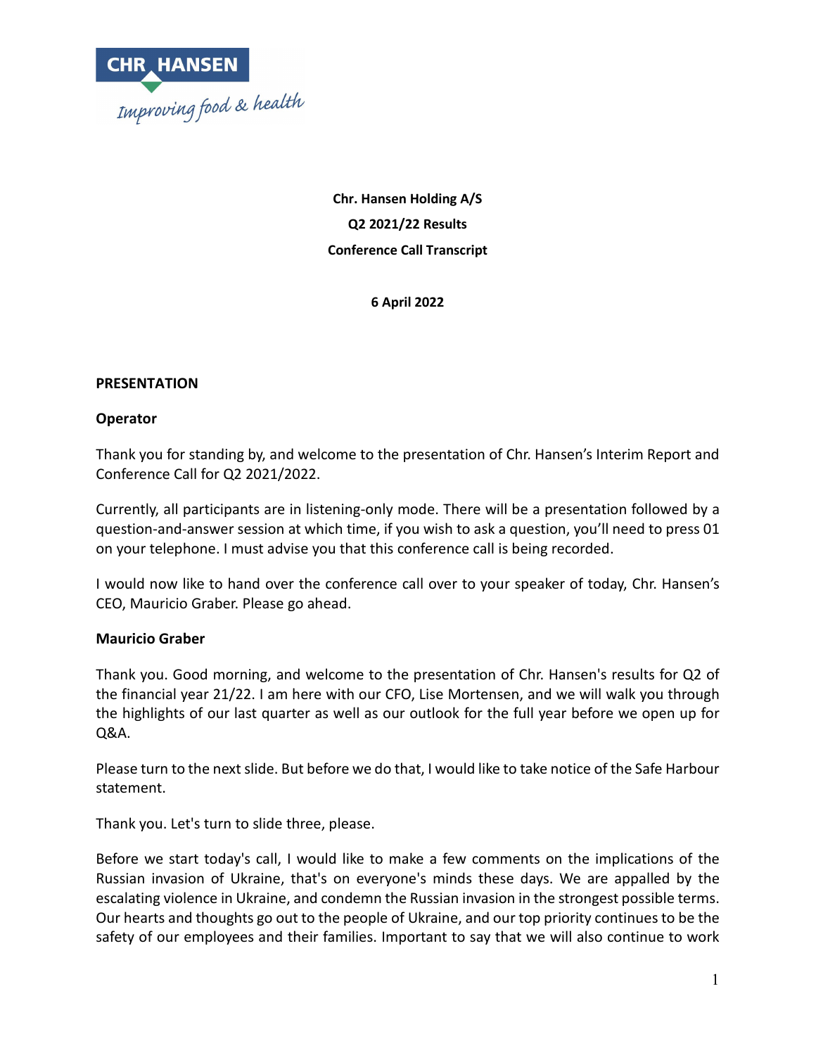**Chr. Hansen Holding A/S**

**Q2 2021/22 Results**

**Conference Call Transcript**

**6 April 2022**

**PRESENTATION**

**Operator**

Thank you for standing by, and welcome to the presentation of Chr. Hansen's Interim Report and Conference Call for Q2 2021/2022.

Currently, all participants are in listening-only mode. There will be a presentation followed by a question-and-answer session at which time, if you wish to ask a question, you'll need to press 01 on your telephone. I must advise you that this conference call is being recorded.

I would now like to hand over the conference call over to your speaker of today, Chr. Hansen's CEO, Mauricio Graber. Please go ahead.

**Mauricio Graber**

Thank you. Good morning, and welcome to the presentation of Chr. Hansen's results for Q2 of the financial year 21/22. I am here with our CFO, Lise Mortensen, and we will walk you through the highlights of our last quarter as well as our outlook for the full year before we open up for Q&A.

Please turn to the next slide. But before we do that, I would like to take notice of the Safe Harbour statement.

Thank you. Let's turn to slide three, please.

Before we start today's call, I would like to make a few comments on the implications of the Russian invasion of Ukraine, that's on everyone's minds these days. We are appalled by the escalating violence in Ukraine, and condemn the Russian invasion in the strongest possible terms. Our hearts and thoughts go out to the people of Ukraine, and our top priority continues to be the safety of our employees and their families. Important to say that we will also continue to work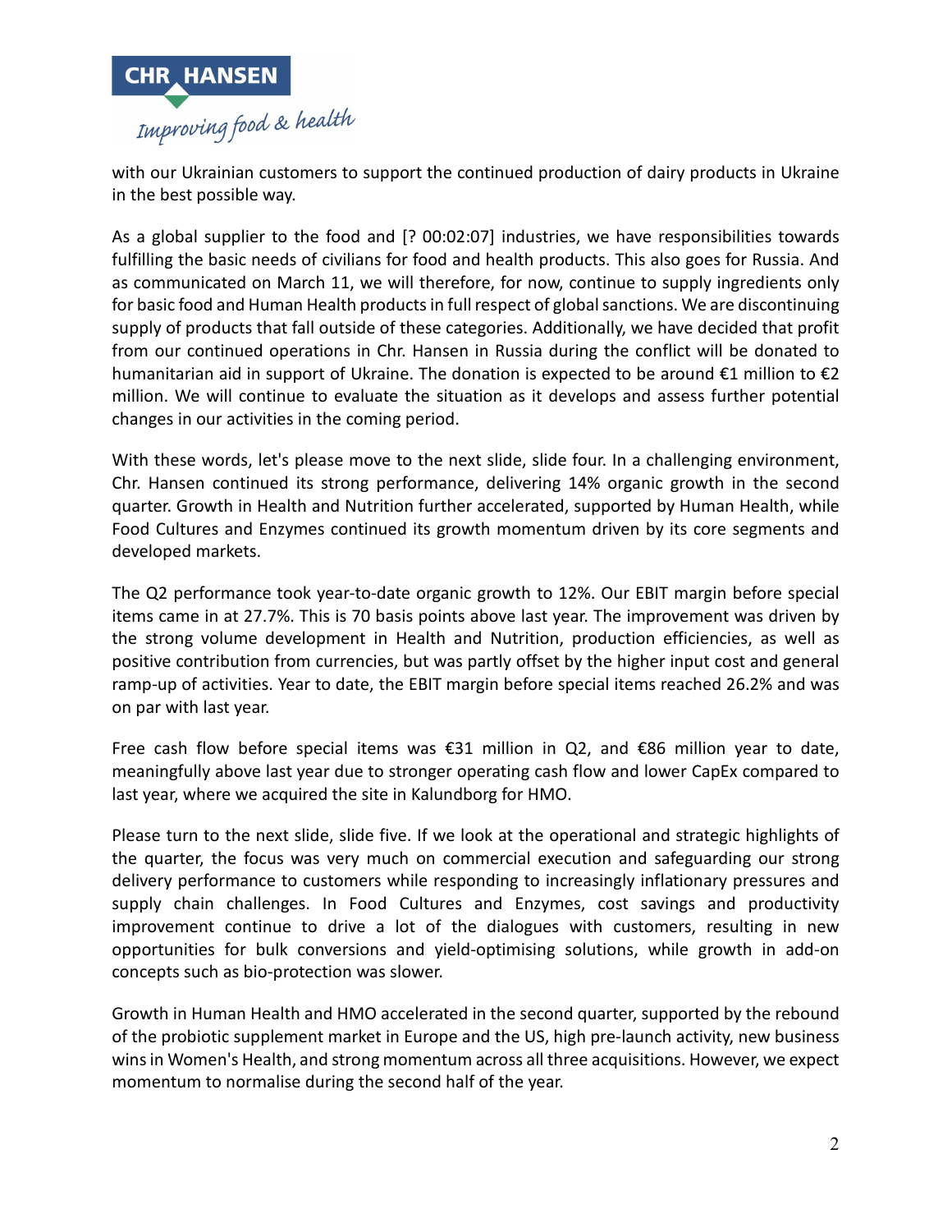with our Ukrainian customers to support the continued production of dairy products in Ukraine in the best possible way.

As a global supplier to the food and [? 00:02:07] industries, we have responsibilities towards fulfilling the basic needs of civilians for food and health products. This also goes for Russia. And as communicated on March 11, we will therefore, for now, continue to supply ingredients only for basic food and Human Health products in full respect of global sanctions. We are discontinuing supply of products that fall outside of these categories. Additionally, we have decided that profit from our continued operations in Chr. Hansen in Russia during the conflict will be donated to humanitarian aid in support of Ukraine. The donation is expected to be around €1 million to €2 million. We will continue to evaluate the situation as it develops and assess further potential changes in our activities in the coming period.

With these words, let's please move to the next slide, slide four. In a challenging environment, Chr. Hansen continued its strong performance, delivering 14% organic growth in the second quarter. Growth in Health and Nutrition further accelerated, supported by Human Health, while Food Cultures and Enzymes continued its growth momentum driven by its core segments and developed markets.

The Q2 performance took year-to-date organic growth to 12%. Our EBIT margin before special items came in at 27.7%. This is 70 basis points above last year. The improvement was driven by the strong volume development in Health and Nutrition, production efficiencies, as well as positive contribution from currencies, but was partly offset by the higher input cost and general ramp-up of activities. Year to date, the EBIT margin before special items reached 26.2% and was on par with last year.

Free cash flow before special items was €31 million in Q2, and €86 million year to date, meaningfully above last year due to stronger operating cash flow and lower CapEx compared to last year, where we acquired the site in Kalundborg for HMO.

Please turn to the next slide, slide five. If we look at the operational and strategic highlights of the quarter, the focus was very much on commercial execution and safeguarding our strong delivery performance to customers while responding to increasingly inflationary pressures and supply chain challenges. In Food Cultures and Enzymes, cost savings and productivity improvement continue to drive a lot of the dialogues with customers, resulting in new opportunities for bulk conversions and yield-optimising solutions, while growth in add-on concepts such as bio-protection was slower.

Growth in Human Health and HMO accelerated in the second quarter, supported by the rebound of the probiotic supplement market in Europe and the US, high pre-launch activity, new business wins in Women's Health, and strong momentum across all three acquisitions. However, we expect momentum to normalise during the second half of the year.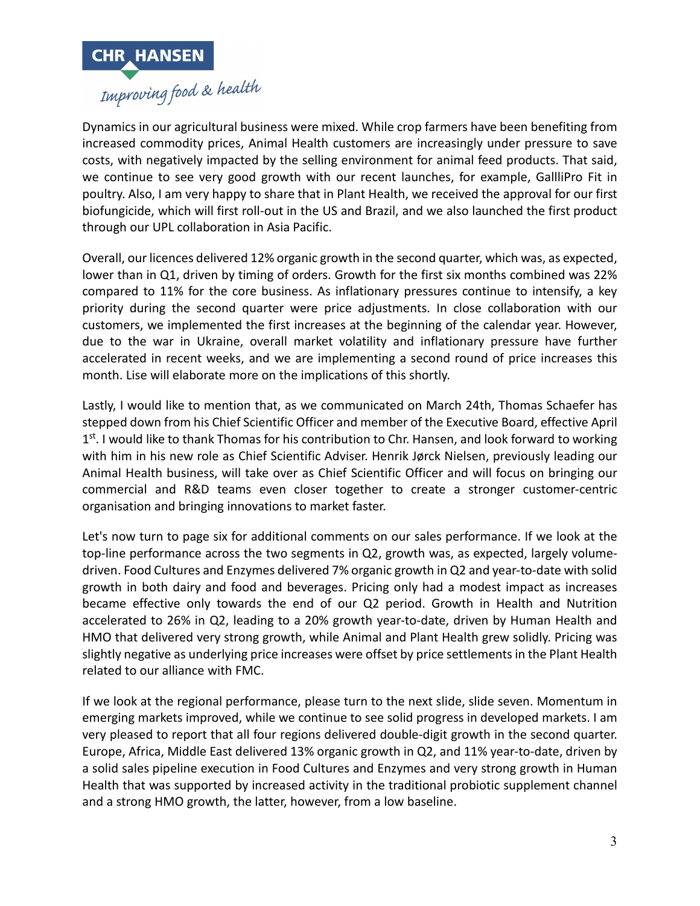Dynamics in our agricultural business were mixed. While crop farmers have been benefiting from increased commodity prices, Animal Health customers are increasingly under pressure to save costs, with negatively impacted by the selling environment for animal feed products. That said, we continue to see very good growth with our recent launches, for example, GallliPro Fit in poultry. Also, I am very happy to share that in Plant Health, we received the approval for our first biofungicide, which will first roll-out in the US and Brazil, and we also launched the first product through our UPL collaboration in Asia Pacific.

Overall, our licences delivered 12% organic growth in the second quarter, which was, as expected, lower than in Q1, driven by timing of orders. Growth for the first six months combined was 22% compared to 11% for the core business. As inflationary pressures continue to intensify, a key priority during the second quarter were price adjustments. In close collaboration with our customers, we implemented the first increases at the beginning of the calendar year. However, due to the war in Ukraine, overall market volatility and inflationary pressure have further accelerated in recent weeks, and we are implementing a second round of price increases this month. Lise will elaborate more on the implications of this shortly.

Lastly, I would like to mention that, as we communicated on March 24th, Thomas Schaefer has stepped down from his Chief Scientific Officer and member of the Executive Board, effective April 1st. I would like to thank Thomas for his contribution to Chr. Hansen, and look forward to working with him in his new role as Chief Scientific Adviser. Henrik Jørck Nielsen, previously leading our Animal Health business, will take over as Chief Scientific Officer and will focus on bringing our commercial and R&D teams even closer together to create a stronger customer-centric organisation and bringing innovations to market faster.

Let's now turn to page six for additional comments on our sales performance. If we look at the top-line performance across the two segments in Q2, growth was, as expected, largely volume-driven. Food Cultures and Enzymes delivered 7% organic growth in Q2 and year-to-date with solid growth in both dairy and food and beverages. Pricing only had a modest impact as increases became effective only towards the end of our Q2 period. Growth in Health and Nutrition accelerated to 26% in Q2, leading to a 20% growth year-to-date, driven by Human Health and HMO that delivered very strong growth, while Animal and Plant Health grew solidly. Pricing was slightly negative as underlying price increases were offset by price settlements in the Plant Health related to our alliance with FMC.

If we look at the regional performance, please turn to the next slide, slide seven. Momentum in emerging markets improved, while we continue to see solid progress in developed markets. I am very pleased to report that all four regions delivered double-digit growth in the second quarter. Europe, Africa, Middle East delivered 13% organic growth in Q2, and 11% year-to-date, driven by a solid sales pipeline execution in Food Cultures and Enzymes and very strong growth in Human Health that was supported by increased activity in the traditional probiotic supplement channel and a strong HMO growth, the latter, however, from a low baseline.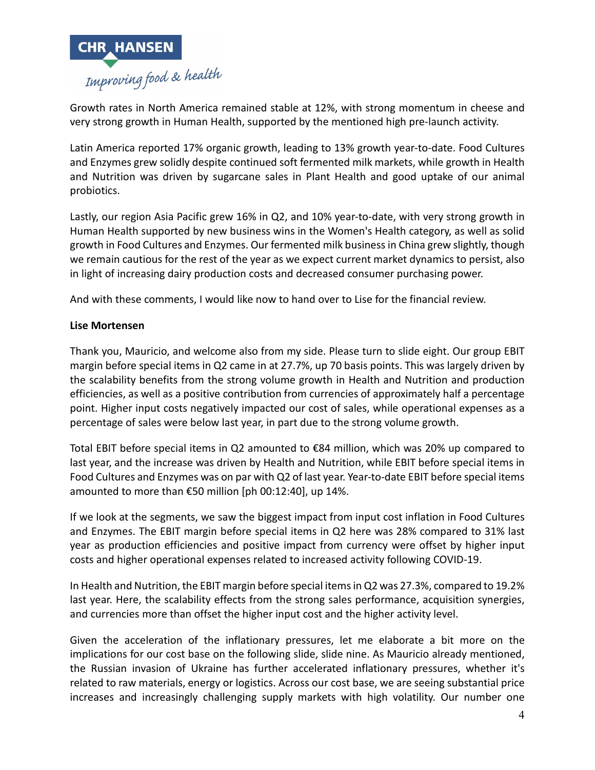Growth rates in North America remained stable at 12%, with strong momentum in cheese and very strong growth in Human Health, supported by the mentioned high pre-launch activity.

Latin America reported 17% organic growth, leading to 13% growth year-to-date. Food Cultures and Enzymes grew solidly despite continued soft fermented milk markets, while growth in Health and Nutrition was driven by sugarcane sales in Plant Health and good uptake of our animal probiotics.

Lastly, our region Asia Pacific grew 16% in Q2, and 10% year-to-date, with very strong growth in Human Health supported by new business wins in the Women's Health category, as well as solid growth in Food Cultures and Enzymes. Our fermented milk business in China grew slightly, though we remain cautious for the rest of the year as we expect current market dynamics to persist, also in light of increasing dairy production costs and decreased consumer purchasing power.

And with these comments, I would like now to hand over to Lise for the financial review.

**Lise Mortensen**

Thank you, Mauricio, and welcome also from my side. Please turn to slide eight. Our group EBIT margin before special items in Q2 came in at 27.7%, up 70 basis points. This was largely driven by the scalability benefits from the strong volume growth in Health and Nutrition and production efficiencies, as well as a positive contribution from currencies of approximately half a percentage point. Higher input costs negatively impacted our cost of sales, while operational expenses as a percentage of sales were below last year, in part due to the strong volume growth.

Total EBIT before special items in Q2 amounted to €84 million, which was 20% up compared to last year, and the increase was driven by Health and Nutrition, while EBIT before special items in Food Cultures and Enzymes was on par with Q2 of last year. Year-to-date EBIT before special items amounted to more than €50 million [ph 00:12:40], up 14%.

If we look at the segments, we saw the biggest impact from input cost inflation in Food Cultures and Enzymes. The EBIT margin before special items in Q2 here was 28% compared to 31% last year as production efficiencies and positive impact from currency were offset by higher input costs and higher operational expenses related to increased activity following COVID-19.

In Health and Nutrition, the EBIT margin before special items in Q2 was 27.3%, compared to 19.2% last year. Here, the scalability effects from the strong sales performance, acquisition synergies, and currencies more than offset the higher input cost and the higher activity level.

Given the acceleration of the inflationary pressures, let me elaborate a bit more on the implications for our cost base on the following slide, slide nine. As Mauricio already mentioned, the Russian invasion of Ukraine has further accelerated inflationary pressures, whether it's related to raw materials, energy or logistics. Across our cost base, we are seeing substantial price increases and increasingly challenging supply markets with high volatility. Our number one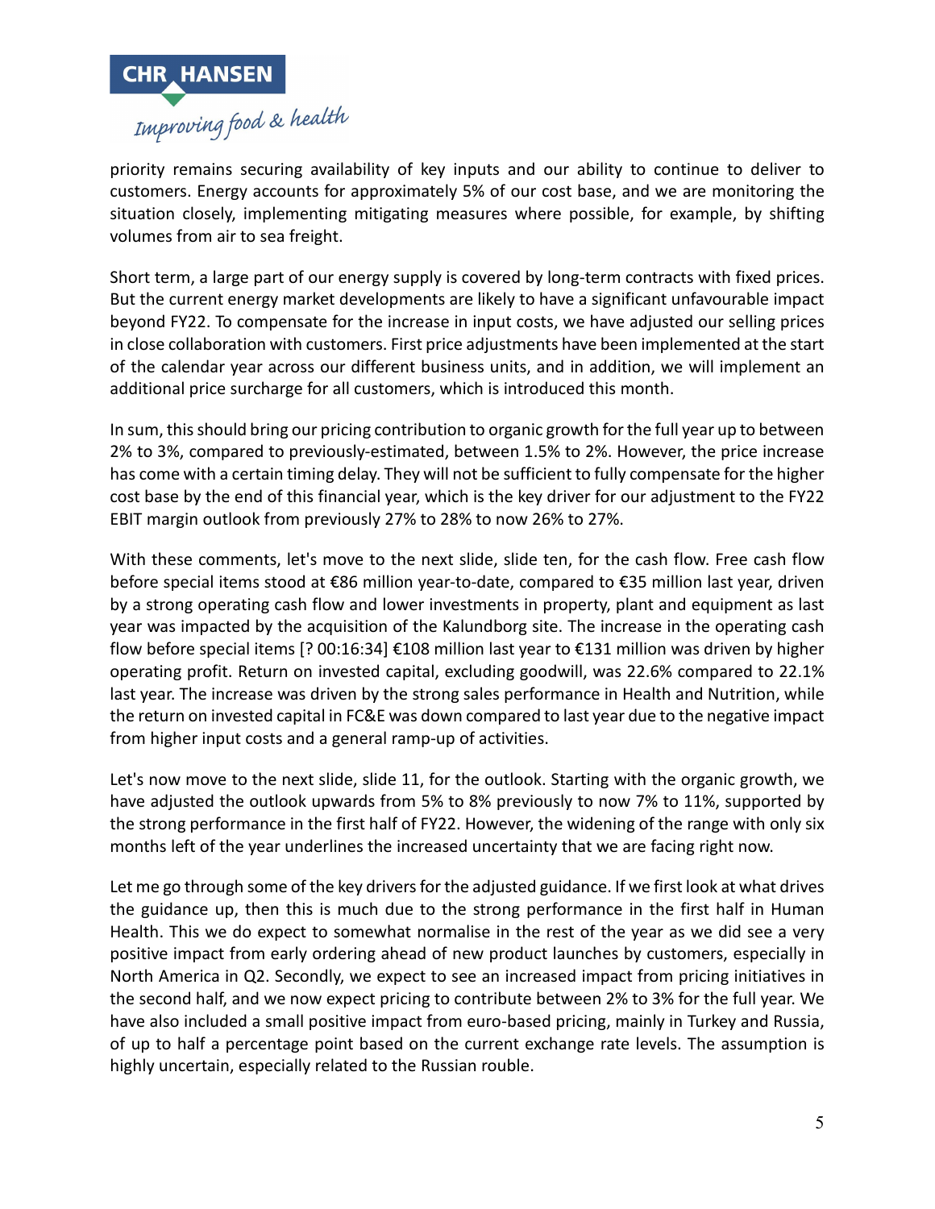priority remains securing availability of key inputs and our ability to continue to deliver to customers. Energy accounts for approximately 5% of our cost base, and we are monitoring the situation closely, implementing mitigating measures where possible, for example, by shifting volumes from air to sea freight.

Short term, a large part of our energy supply is covered by long-term contracts with fixed prices. But the current energy market developments are likely to have a significant unfavourable impact beyond FY22. To compensate for the increase in input costs, we have adjusted our selling prices in close collaboration with customers. First price adjustments have been implemented at the start of the calendar year across our different business units, and in addition, we will implement an additional price surcharge for all customers, which is introduced this month.

In sum, this should bring our pricing contribution to organic growth for the full year up to between 2% to 3%, compared to previously-estimated, between 1.5% to 2%. However, the price increase has come with a certain timing delay. They will not be sufficient to fully compensate for the higher cost base by the end of this financial year, which is the key driver for our adjustment to the FY22 EBIT margin outlook from previously 27% to 28% to now 26% to 27%.

With these comments, let's move to the next slide, slide ten, for the cash flow. Free cash flow before special items stood at €86 million year-to-date, compared to €35 million last year, driven by a strong operating cash flow and lower investments in property, plant and equipment as last year was impacted by the acquisition of the Kalundborg site. The increase in the operating cash flow before special items [? 00:16:34] €108 million last year to €131 million was driven by higher operating profit. Return on invested capital, excluding goodwill, was 22.6% compared to 22.1% last year. The increase was driven by the strong sales performance in Health and Nutrition, while the return on invested capital in FC&E was down compared to last year due to the negative impact from higher input costs and a general ramp-up of activities.

Let's now move to the next slide, slide 11, for the outlook. Starting with the organic growth, we have adjusted the outlook upwards from 5% to 8% previously to now 7% to 11%, supported by the strong performance in the first half of FY22. However, the widening of the range with only six months left of the year underlines the increased uncertainty that we are facing right now.

Let me go through some of the key drivers for the adjusted guidance. If we first look at what drives the guidance up, then this is much due to the strong performance in the first half in Human Health. This we do expect to somewhat normalise in the rest of the year as we did see a very positive impact from early ordering ahead of new product launches by customers, especially in North America in Q2. Secondly, we expect to see an increased impact from pricing initiatives in the second half, and we now expect pricing to contribute between 2% to 3% for the full year. We have also included a small positive impact from euro-based pricing, mainly in Turkey and Russia, of up to half a percentage point based on the current exchange rate levels. The assumption is highly uncertain, especially related to the Russian rouble.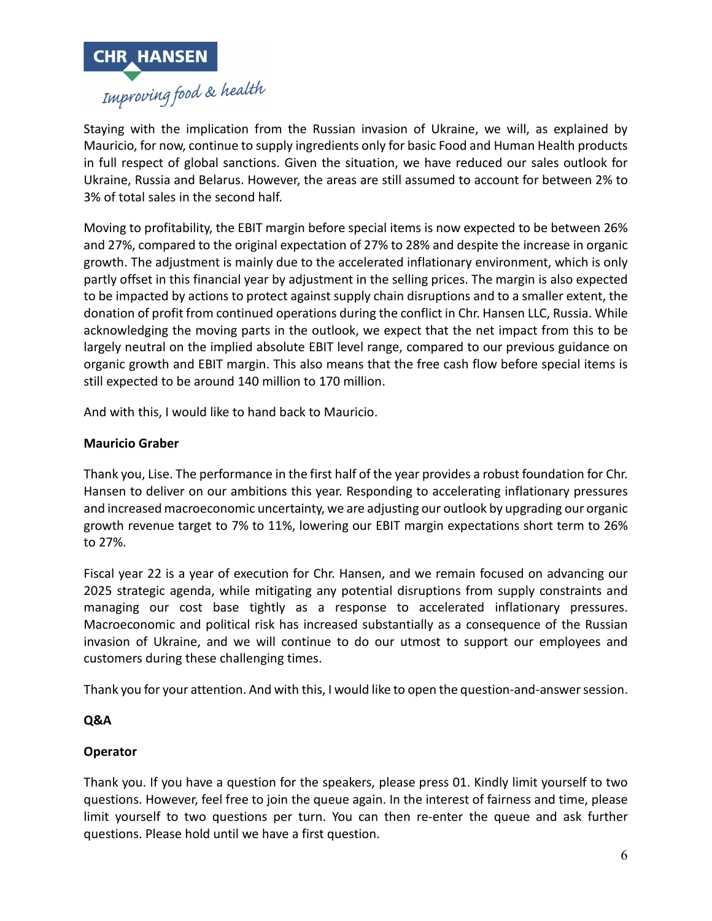Staying with the implication from the Russian invasion of Ukraine, we will, as explained by Mauricio, for now, continue to supply ingredients only for basic Food and Human Health products in full respect of global sanctions. Given the situation, we have reduced our sales outlook for Ukraine, Russia and Belarus. However, the areas are still assumed to account for between 2% to 3% of total sales in the second half.

Moving to profitability, the EBIT margin before special items is now expected to be between 26% and 27%, compared to the original expectation of 27% to 28% and despite the increase in organic growth. The adjustment is mainly due to the accelerated inflationary environment, which is only partly offset in this financial year by adjustment in the selling prices. The margin is also expected to be impacted by actions to protect against supply chain disruptions and to a smaller extent, the donation of profit from continued operations during the conflict in Chr. Hansen LLC, Russia. While acknowledging the moving parts in the outlook, we expect that the net impact from this to be largely neutral on the implied absolute EBIT level range, compared to our previous guidance on organic growth and EBIT margin. This also means that the free cash flow before special items is still expected to be around 140 million to 170 million.

And with this, I would like to hand back to Mauricio.

**Mauricio Graber**

Thank you, Lise. The performance in the first half of the year provides a robust foundation for Chr. Hansen to deliver on our ambitions this year. Responding to accelerating inflationary pressures and increased macroeconomic uncertainty, we are adjusting our outlook by upgrading our organic growth revenue target to 7% to 11%, lowering our EBIT margin expectations short term to 26% to 27%.

Fiscal year 22 is a year of execution for Chr. Hansen, and we remain focused on advancing our 2025 strategic agenda, while mitigating any potential disruptions from supply constraints and managing our cost base tightly as a response to accelerated inflationary pressures. Macroeconomic and political risk has increased substantially as a consequence of the Russian invasion of Ukraine, and we will continue to do our utmost to support our employees and customers during these challenging times.

Thank you for your attention. And with this, I would like to open the question-and-answer session.

**Q&A**

**Operator**

Thank you. If you have a question for the speakers, please press 01. Kindly limit yourself to two questions. However, feel free to join the queue again. In the interest of fairness and time, please limit yourself to two questions per turn. You can then re-enter the queue and ask further questions. Please hold until we have a first question.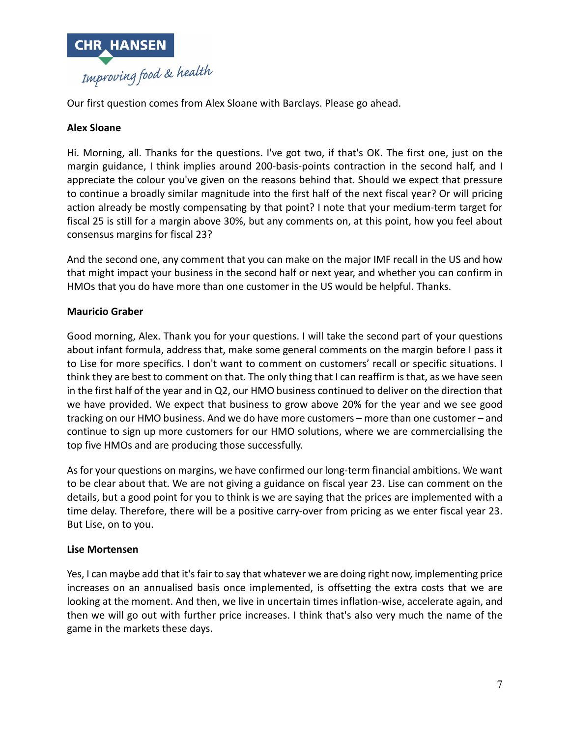Our first question comes from Alex Sloane with Barclays. Please go ahead.

**Alex Sloane**

Hi. Morning, all. Thanks for the questions. I've got two, if that's OK. The first one, just on the margin guidance, I think implies around 200-basis-points contraction in the second half, and I appreciate the colour you've given on the reasons behind that. Should we expect that pressure to continue a broadly similar magnitude into the first half of the next fiscal year? Or will pricing action already be mostly compensating by that point? I note that your medium-term target for fiscal 25 is still for a margin above 30%, but any comments on, at this point, how you feel about consensus margins for fiscal 23?

And the second one, any comment that you can make on the major IMF recall in the US and how that might impact your business in the second half or next year, and whether you can confirm in HMOs that you do have more than one customer in the US would be helpful. Thanks.

**Mauricio Graber**

Good morning, Alex. Thank you for your questions. I will take the second part of your questions about infant formula, address that, make some general comments on the margin before I pass it to Lise for more specifics. I don't want to comment on customers' recall or specific situations. I think they are best to comment on that. The only thing that I can reaffirm is that, as we have seen in the first half of the year and in Q2, our HMO business continued to deliver on the direction that we have provided. We expect that business to grow above 20% for the year and we see good tracking on our HMO business. And we do have more customers – more than one customer – and continue to sign up more customers for our HMO solutions, where we are commercialising the top five HMOs and are producing those successfully.

As for your questions on margins, we have confirmed our long-term financial ambitions. We want to be clear about that. We are not giving a guidance on fiscal year 23. Lise can comment on the details, but a good point for you to think is we are saying that the prices are implemented with a time delay. Therefore, there will be a positive carry-over from pricing as we enter fiscal year 23. But Lise, on to you.

**Lise Mortensen**

Yes, I can maybe add that it's fair to say that whatever we are doing right now, implementing price increases on an annualised basis once implemented, is offsetting the extra costs that we are looking at the moment. And then, we live in uncertain times inflation-wise, accelerate again, and then we will go out with further price increases. I think that's also very much the name of the game in the markets these days.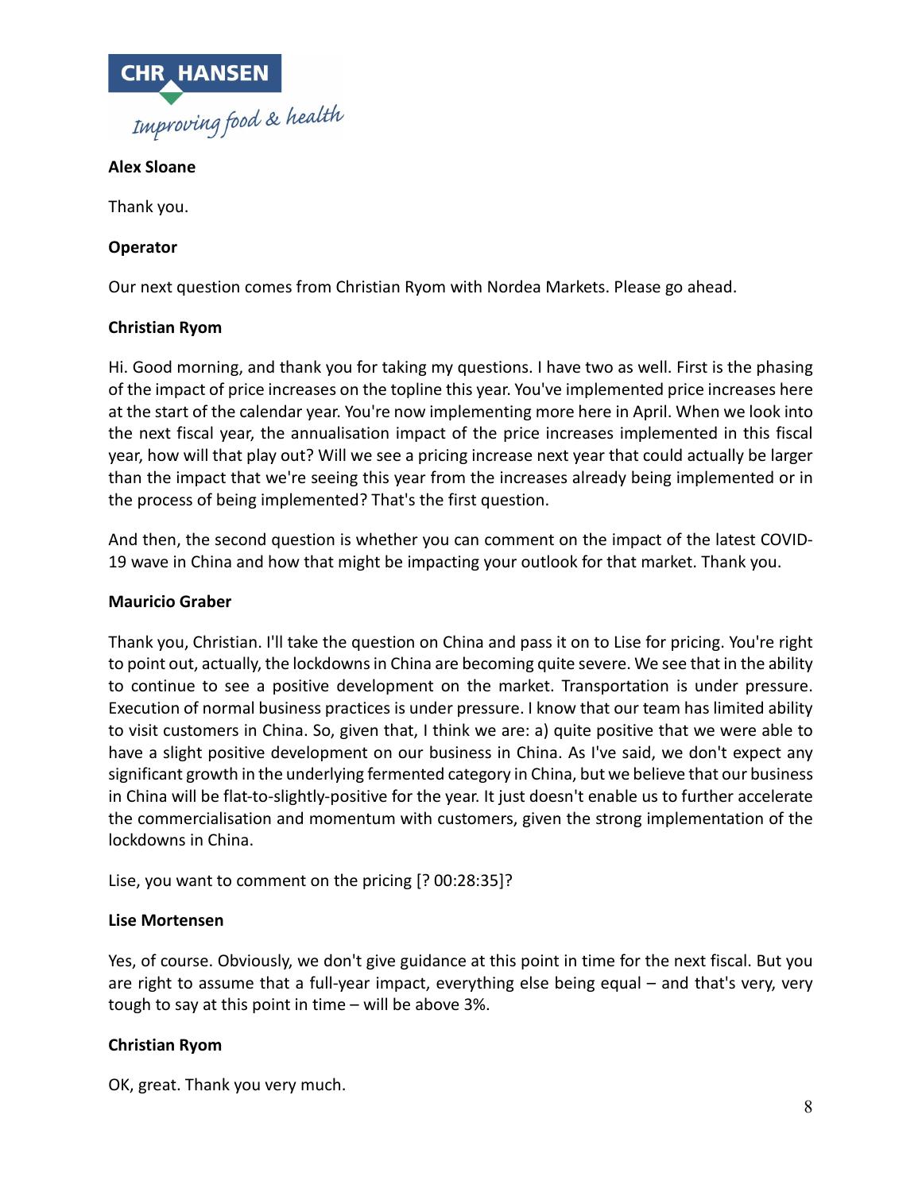**Alex Sloane**

Thank you.

**Operator**

Our next question comes from Christian Ryom with Nordea Markets. Please go ahead.

**Christian Ryom**

Hi. Good morning, and thank you for taking my questions. I have two as well. First is the phasing of the impact of price increases on the topline this year. You've implemented price increases here at the start of the calendar year. You're now implementing more here in April. When we look into the next fiscal year, the annualisation impact of the price increases implemented in this fiscal year, how will that play out? Will we see a pricing increase next year that could actually be larger than the impact that we're seeing this year from the increases already being implemented or in the process of being implemented? That's the first question.

And then, the second question is whether you can comment on the impact of the latest COVID-19 wave in China and how that might be impacting your outlook for that market. Thank you.

**Mauricio Graber**

Thank you, Christian. I'll take the question on China and pass it on to Lise for pricing. You're right to point out, actually, the lockdowns in China are becoming quite severe. We see that in the ability to continue to see a positive development on the market. Transportation is under pressure. Execution of normal business practices is under pressure. I know that our team has limited ability to visit customers in China. So, given that, I think we are: a) quite positive that we were able to have a slight positive development on our business in China. As I've said, we don't expect any significant growth in the underlying fermented category in China, but we believe that our business in China will be flat-to-slightly-positive for the year. It just doesn't enable us to further accelerate the commercialisation and momentum with customers, given the strong implementation of the lockdowns in China.

Lise, you want to comment on the pricing [? 00:28:35]?

**Lise Mortensen**

Yes, of course. Obviously, we don't give guidance at this point in time for the next fiscal. But you are right to assume that a full-year impact, everything else being equal – and that's very, very tough to say at this point in time – will be above 3%.

**Christian Ryom**

OK, great. Thank you very much.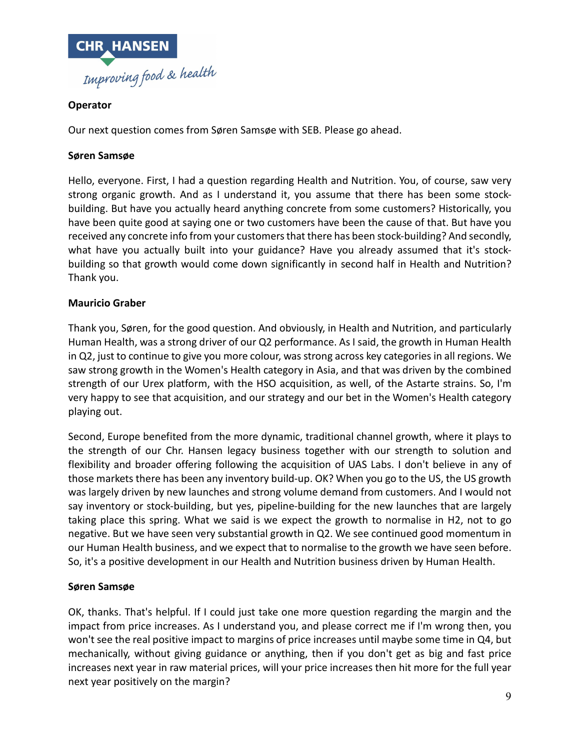**Operator**

Our next question comes from Søren Samsøe with SEB. Please go ahead.

**Søren Samsøe**

Hello, everyone. First, I had a question regarding Health and Nutrition. You, of course, saw very strong organic growth. And as I understand it, you assume that there has been some stock-building. But have you actually heard anything concrete from some customers? Historically, you have been quite good at saying one or two customers have been the cause of that. But have you received any concrete info from your customers that there has been stock-building? And secondly, what have you actually built into your guidance? Have you already assumed that it's stock-building so that growth would come down significantly in second half in Health and Nutrition? Thank you.

**Mauricio Graber**

Thank you, Søren, for the good question. And obviously, in Health and Nutrition, and particularly Human Health, was a strong driver of our Q2 performance. As I said, the growth in Human Health in Q2, just to continue to give you more colour, was strong across key categories in all regions. We saw strong growth in the Women's Health category in Asia, and that was driven by the combined strength of our Urex platform, with the HSO acquisition, as well, of the Astarte strains. So, I'm very happy to see that acquisition, and our strategy and our bet in the Women's Health category playing out.

Second, Europe benefited from the more dynamic, traditional channel growth, where it plays to the strength of our Chr. Hansen legacy business together with our strength to solution and flexibility and broader offering following the acquisition of UAS Labs. I don't believe in any of those markets there has been any inventory build-up. OK? When you go to the US, the US growth was largely driven by new launches and strong volume demand from customers. And I would not say inventory or stock-building, but yes, pipeline-building for the new launches that are largely taking place this spring. What we said is we expect the growth to normalise in H2, not to go negative. But we have seen very substantial growth in Q2. We see continued good momentum in our Human Health business, and we expect that to normalise to the growth we have seen before. So, it's a positive development in our Health and Nutrition business driven by Human Health.

**Søren Samsøe**

OK, thanks. That's helpful. If I could just take one more question regarding the margin and the impact from price increases. As I understand you, and please correct me if I'm wrong then, you won't see the real positive impact to margins of price increases until maybe some time in Q4, but mechanically, without giving guidance or anything, then if you don't get as big and fast price increases next year in raw material prices, will your price increases then hit more for the full year next year positively on the margin?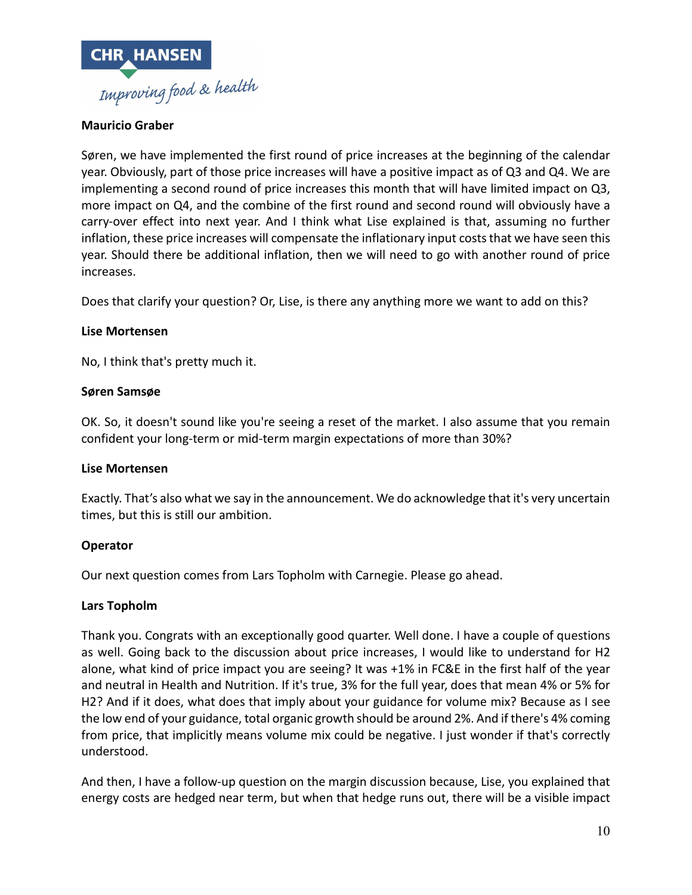**Mauricio Graber**

Søren, we have implemented the first round of price increases at the beginning of the calendar year. Obviously, part of those price increases will have a positive impact as of Q3 and Q4. We are implementing a second round of price increases this month that will have limited impact on Q3, more impact on Q4, and the combine of the first round and second round will obviously have a carry-over effect into next year. And I think what Lise explained is that, assuming no further inflation, these price increases will compensate the inflationary input costs that we have seen this year. Should there be additional inflation, then we will need to go with another round of price increases.

Does that clarify your question? Or, Lise, is there any anything more we want to add on this?

**Lise Mortensen**

No, I think that's pretty much it.

**Søren Samsøe**

OK. So, it doesn't sound like you're seeing a reset of the market. I also assume that you remain confident your long-term or mid-term margin expectations of more than 30%?

**Lise Mortensen**

Exactly. That's also what we say in the announcement. We do acknowledge that it's very uncertain times, but this is still our ambition.

**Operator**

Our next question comes from Lars Topholm with Carnegie. Please go ahead.

**Lars Topholm**

Thank you. Congrats with an exceptionally good quarter. Well done. I have a couple of questions as well. Going back to the discussion about price increases, I would like to understand for H2 alone, what kind of price impact you are seeing? It was +1% in FC&E in the first half of the year and neutral in Health and Nutrition. If it's true, 3% for the full year, does that mean 4% or 5% for H2? And if it does, what does that imply about your guidance for volume mix? Because as I see the low end of your guidance, total organic growth should be around 2%. And if there's 4% coming from price, that implicitly means volume mix could be negative. I just wonder if that's correctly understood.

And then, I have a follow-up question on the margin discussion because, Lise, you explained that energy costs are hedged near term, but when that hedge runs out, there will be a visible impact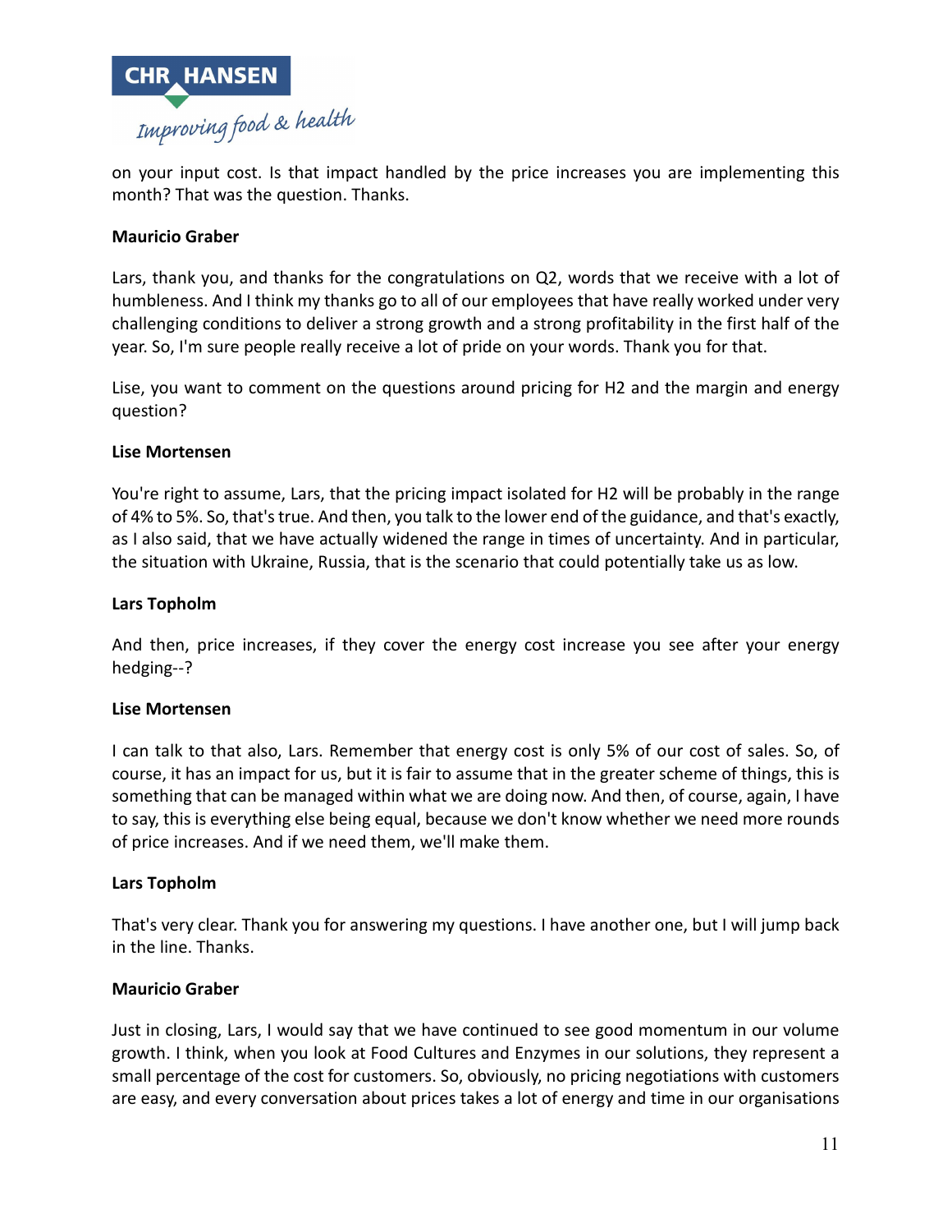on your input cost. Is that impact handled by the price increases you are implementing this month? That was the question. Thanks.

**Mauricio Graber**

Lars, thank you, and thanks for the congratulations on Q2, words that we receive with a lot of humbleness. And I think my thanks go to all of our employees that have really worked under very challenging conditions to deliver a strong growth and a strong profitability in the first half of the year. So, I'm sure people really receive a lot of pride on your words. Thank you for that.

Lise, you want to comment on the questions around pricing for H2 and the margin and energy question?

**Lise Mortensen**

You're right to assume, Lars, that the pricing impact isolated for H2 will be probably in the range of 4% to 5%. So, that's true. And then, you talk to the lower end of the guidance, and that's exactly, as I also said, that we have actually widened the range in times of uncertainty. And in particular, the situation with Ukraine, Russia, that is the scenario that could potentially take us as low.

**Lars Topholm**

And then, price increases, if they cover the energy cost increase you see after your energy hedging--?

**Lise Mortensen**

I can talk to that also, Lars. Remember that energy cost is only 5% of our cost of sales. So, of course, it has an impact for us, but it is fair to assume that in the greater scheme of things, this is something that can be managed within what we are doing now. And then, of course, again, I have to say, this is everything else being equal, because we don't know whether we need more rounds of price increases. And if we need them, we'll make them.

**Lars Topholm**

That's very clear. Thank you for answering my questions. I have another one, but I will jump back in the line. Thanks.

**Mauricio Graber**

Just in closing, Lars, I would say that we have continued to see good momentum in our volume growth. I think, when you look at Food Cultures and Enzymes in our solutions, they represent a small percentage of the cost for customers. So, obviously, no pricing negotiations with customers are easy, and every conversation about prices takes a lot of energy and time in our organisations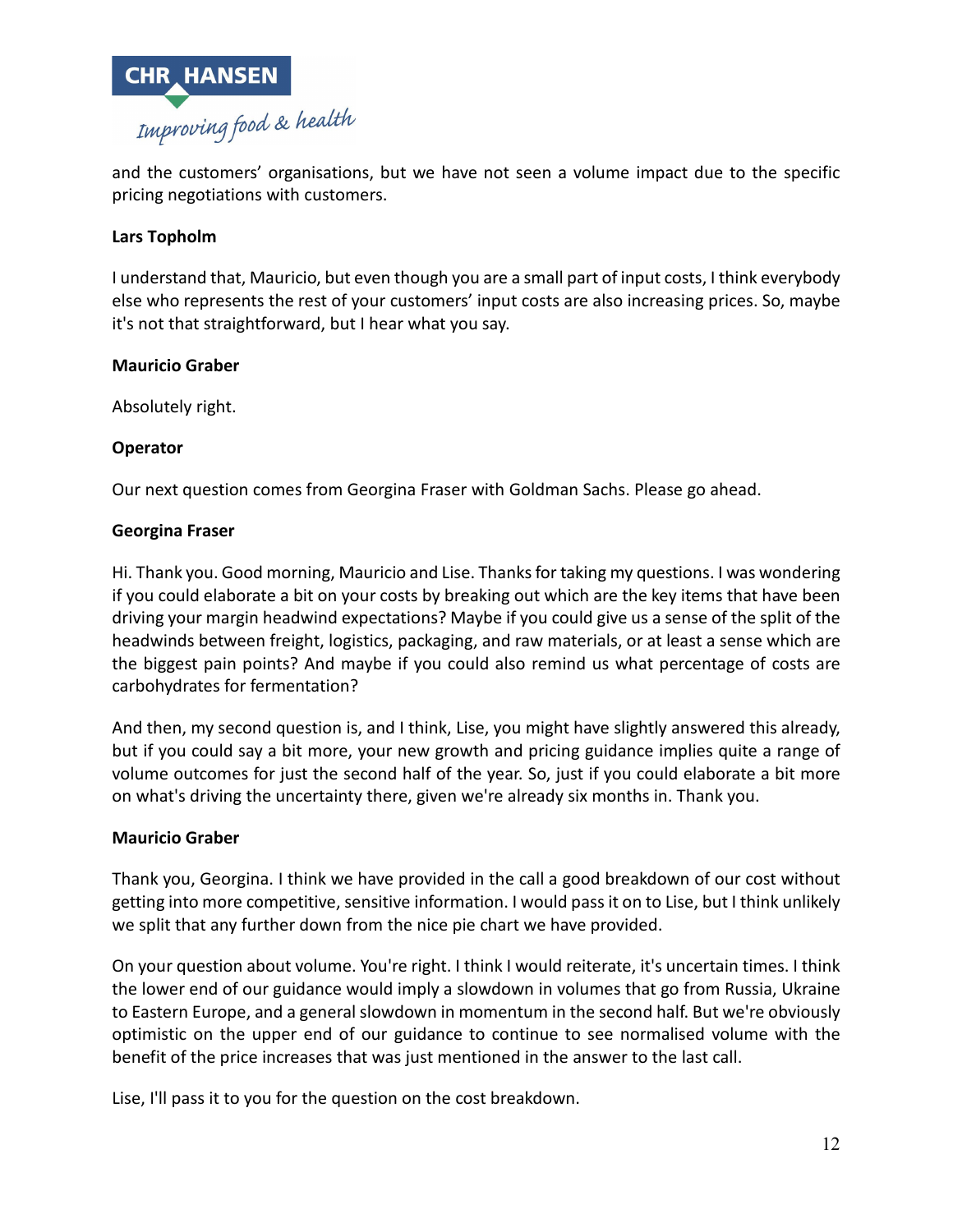and the customers' organisations, but we have not seen a volume impact due to the specific pricing negotiations with customers.

**Lars Topholm**

I understand that, Mauricio, but even though you are a small part of input costs, I think everybody else who represents the rest of your customers' input costs are also increasing prices. So, maybe it's not that straightforward, but I hear what you say.

**Mauricio Graber**

Absolutely right.

**Operator**

Our next question comes from Georgina Fraser with Goldman Sachs. Please go ahead.

**Georgina Fraser**

Hi. Thank you. Good morning, Mauricio and Lise. Thanks for taking my questions. I was wondering if you could elaborate a bit on your costs by breaking out which are the key items that have been driving your margin headwind expectations? Maybe if you could give us a sense of the split of the headwinds between freight, logistics, packaging, and raw materials, or at least a sense which are the biggest pain points? And maybe if you could also remind us what percentage of costs are carbohydrates for fermentation?

And then, my second question is, and I think, Lise, you might have slightly answered this already, but if you could say a bit more, your new growth and pricing guidance implies quite a range of volume outcomes for just the second half of the year. So, just if you could elaborate a bit more on what's driving the uncertainty there, given we're already six months in. Thank you.

**Mauricio Graber**

Thank you, Georgina. I think we have provided in the call a good breakdown of our cost without getting into more competitive, sensitive information. I would pass it on to Lise, but I think unlikely we split that any further down from the nice pie chart we have provided.

On your question about volume. You're right. I think I would reiterate, it's uncertain times. I think the lower end of our guidance would imply a slowdown in volumes that go from Russia, Ukraine to Eastern Europe, and a general slowdown in momentum in the second half. But we're obviously optimistic on the upper end of our guidance to continue to see normalised volume with the benefit of the price increases that was just mentioned in the answer to the last call.

Lise, I'll pass it to you for the question on the cost breakdown.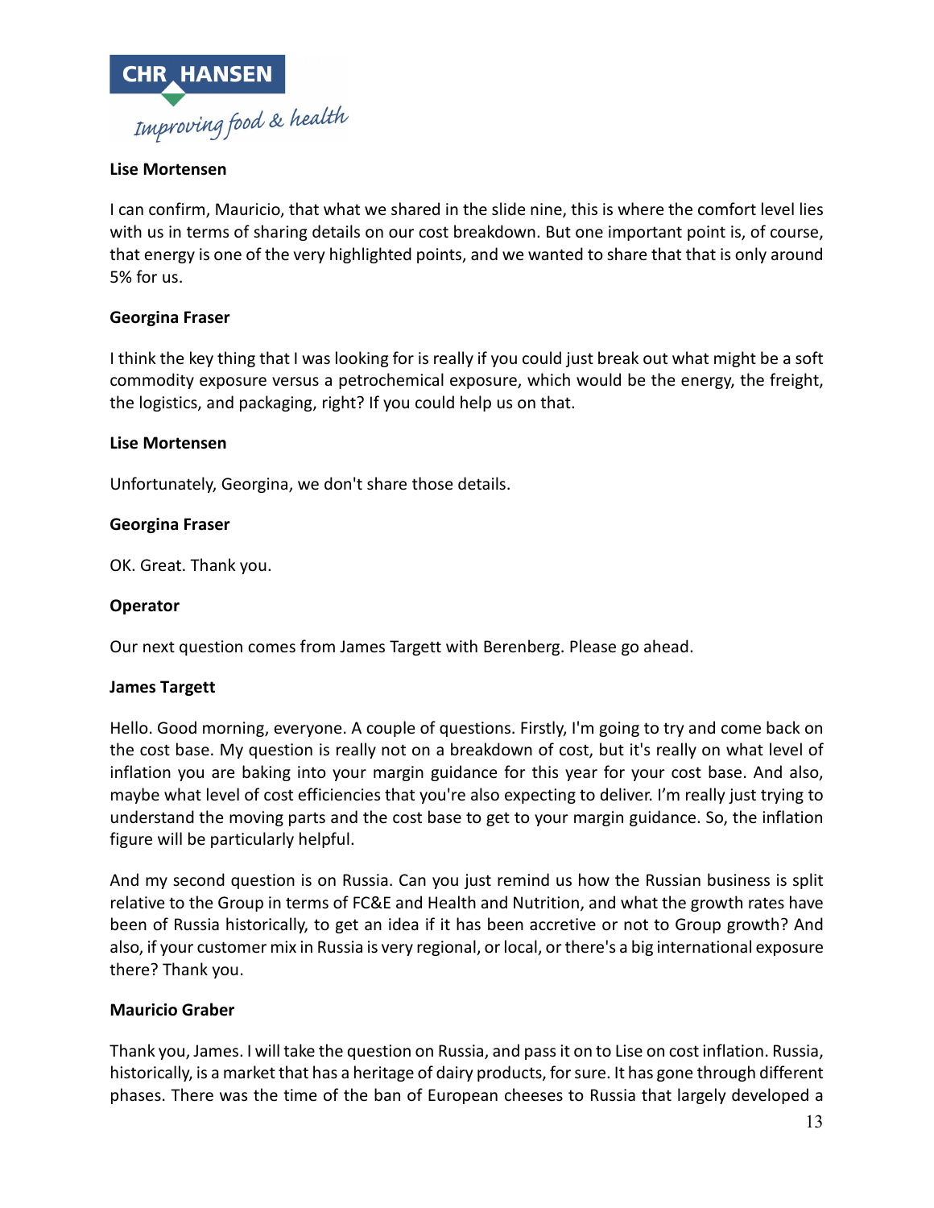**Lise Mortensen**

I can confirm, Mauricio, that what we shared in the slide nine, this is where the comfort level lies with us in terms of sharing details on our cost breakdown. But one important point is, of course, that energy is one of the very highlighted points, and we wanted to share that that is only around 5% for us.

**Georgina Fraser**

I think the key thing that I was looking for is really if you could just break out what might be a soft commodity exposure versus a petrochemical exposure, which would be the energy, the freight, the logistics, and packaging, right? If you could help us on that.

**Lise Mortensen**

Unfortunately, Georgina, we don't share those details.

**Georgina Fraser**

OK. Great. Thank you.

**Operator**

Our next question comes from James Targett with Berenberg. Please go ahead.

**James Targett**

Hello. Good morning, everyone. A couple of questions. Firstly, I'm going to try and come back on the cost base. My question is really not on a breakdown of cost, but it's really on what level of inflation you are baking into your margin guidance for this year for your cost base. And also, maybe what level of cost efficiencies that you're also expecting to deliver. I'm really just trying to understand the moving parts and the cost base to get to your margin guidance. So, the inflation figure will be particularly helpful.

And my second question is on Russia. Can you just remind us how the Russian business is split relative to the Group in terms of FC&E and Health and Nutrition, and what the growth rates have been of Russia historically, to get an idea if it has been accretive or not to Group growth? And also, if your customer mix in Russia is very regional, or local, or there's a big international exposure there? Thank you.

**Mauricio Graber**

Thank you, James. I will take the question on Russia, and pass it on to Lise on cost inflation. Russia, historically, is a market that has a heritage of dairy products, for sure. It has gone through different phases. There was the time of the ban of European cheeses to Russia that largely developed a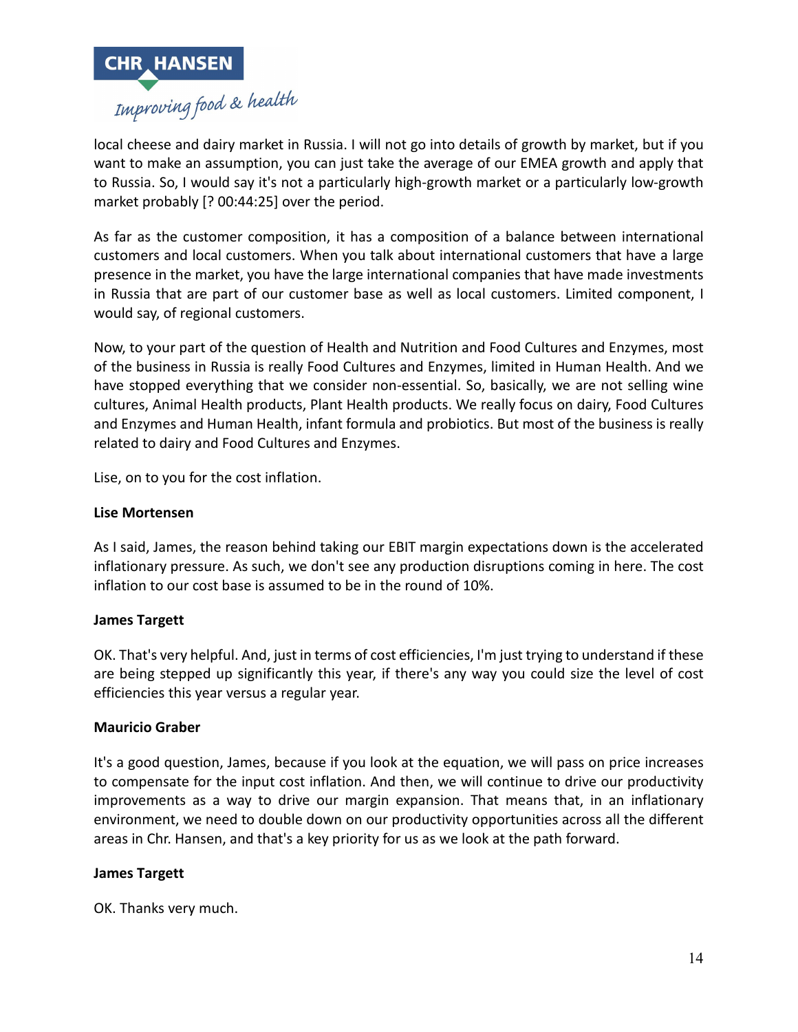local cheese and dairy market in Russia. I will not go into details of growth by market, but if you want to make an assumption, you can just take the average of our EMEA growth and apply that to Russia. So, I would say it's not a particularly high-growth market or a particularly low-growth market probably [? 00:44:25] over the period.

As far as the customer composition, it has a composition of a balance between international customers and local customers. When you talk about international customers that have a large presence in the market, you have the large international companies that have made investments in Russia that are part of our customer base as well as local customers. Limited component, I would say, of regional customers.

Now, to your part of the question of Health and Nutrition and Food Cultures and Enzymes, most of the business in Russia is really Food Cultures and Enzymes, limited in Human Health. And we have stopped everything that we consider non-essential. So, basically, we are not selling wine cultures, Animal Health products, Plant Health products. We really focus on dairy, Food Cultures and Enzymes and Human Health, infant formula and probiotics. But most of the business is really related to dairy and Food Cultures and Enzymes.

Lise, on to you for the cost inflation.

**Lise Mortensen**

As I said, James, the reason behind taking our EBIT margin expectations down is the accelerated inflationary pressure. As such, we don't see any production disruptions coming in here. The cost inflation to our cost base is assumed to be in the round of 10%.

**James Targett**

OK. That's very helpful. And, just in terms of cost efficiencies, I'm just trying to understand if these are being stepped up significantly this year, if there's any way you could size the level of cost efficiencies this year versus a regular year.

**Mauricio Graber**

It's a good question, James, because if you look at the equation, we will pass on price increases to compensate for the input cost inflation. And then, we will continue to drive our productivity improvements as a way to drive our margin expansion. That means that, in an inflationary environment, we need to double down on our productivity opportunities across all the different areas in Chr. Hansen, and that's a key priority for us as we look at the path forward.

**James Targett**

OK. Thanks very much.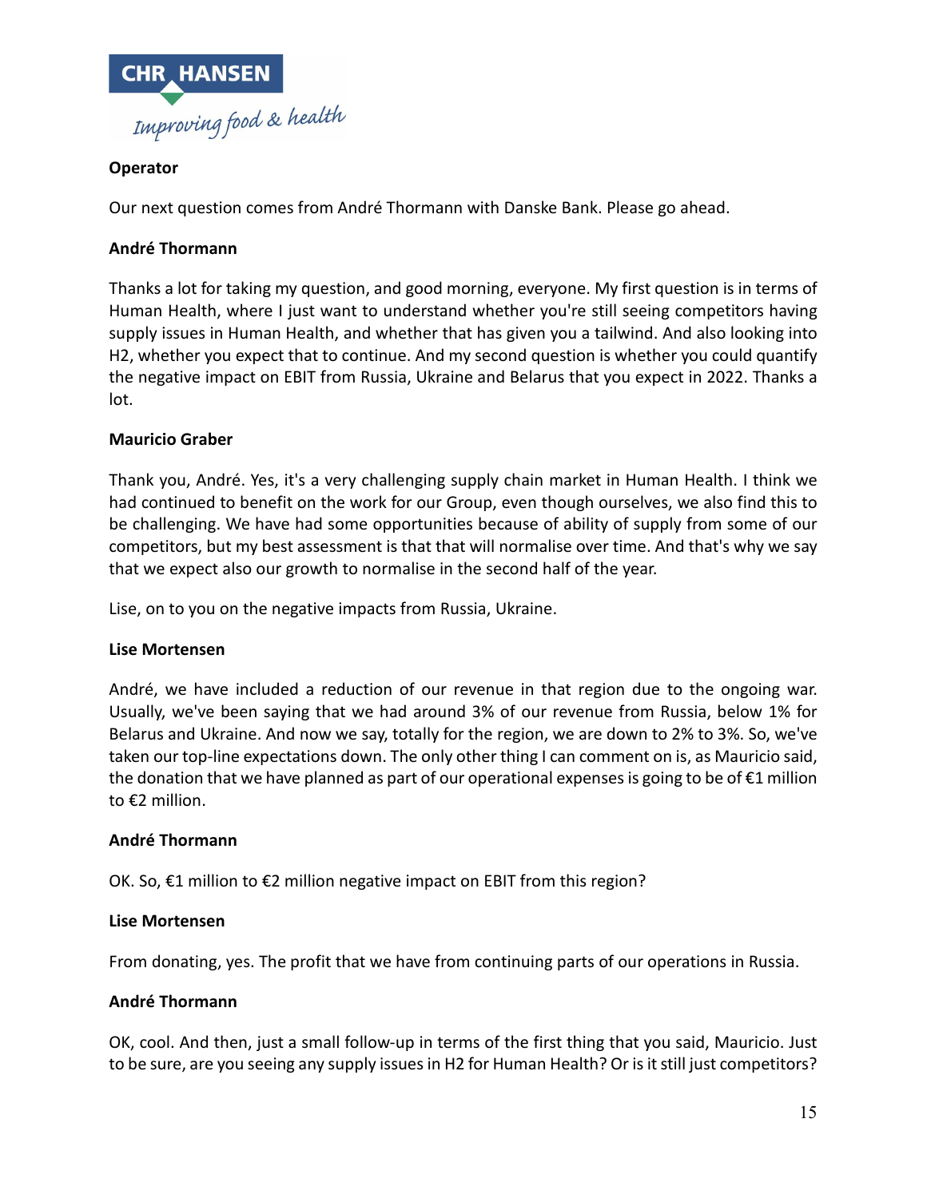**Operator**

Our next question comes from André Thormann with Danske Bank. Please go ahead.

**André Thormann**

Thanks a lot for taking my question, and good morning, everyone. My first question is in terms of Human Health, where I just want to understand whether you're still seeing competitors having supply issues in Human Health, and whether that has given you a tailwind. And also looking into H2, whether you expect that to continue. And my second question is whether you could quantify the negative impact on EBIT from Russia, Ukraine and Belarus that you expect in 2022. Thanks a lot.

**Mauricio Graber**

Thank you, André. Yes, it's a very challenging supply chain market in Human Health. I think we had continued to benefit on the work for our Group, even though ourselves, we also find this to be challenging. We have had some opportunities because of ability of supply from some of our competitors, but my best assessment is that that will normalise over time. And that's why we say that we expect also our growth to normalise in the second half of the year.

Lise, on to you on the negative impacts from Russia, Ukraine.

**Lise Mortensen**

André, we have included a reduction of our revenue in that region due to the ongoing war. Usually, we've been saying that we had around 3% of our revenue from Russia, below 1% for Belarus and Ukraine. And now we say, totally for the region, we are down to 2% to 3%. So, we've taken our top-line expectations down. The only other thing I can comment on is, as Mauricio said, the donation that we have planned as part of our operational expenses is going to be of €1 million to €2 million.

**André Thormann**

OK. So, €1 million to €2 million negative impact on EBIT from this region?

**Lise Mortensen**

From donating, yes. The profit that we have from continuing parts of our operations in Russia.

**André Thormann**

OK, cool. And then, just a small follow-up in terms of the first thing that you said, Mauricio. Just to be sure, are you seeing any supply issues in H2 for Human Health? Or is it still just competitors?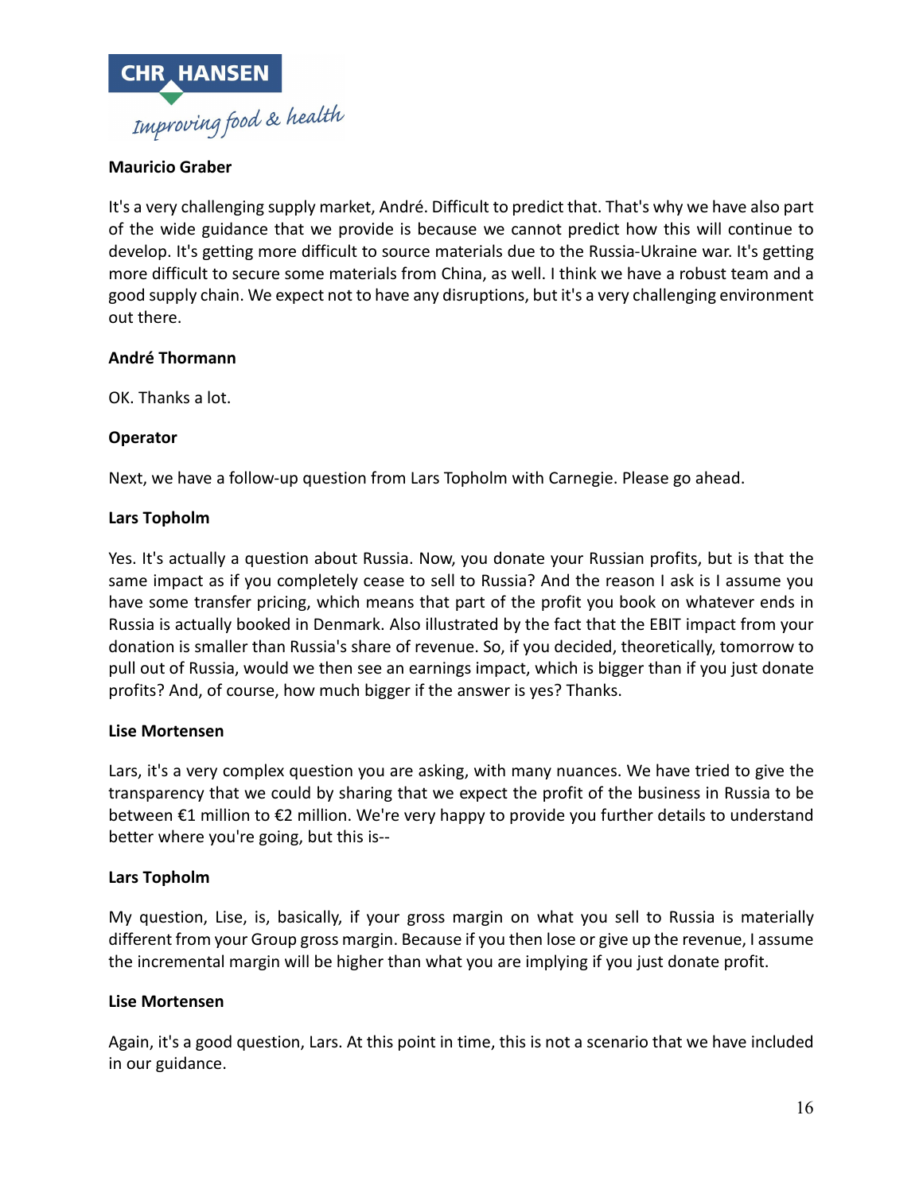**Mauricio Graber**

It's a very challenging supply market, André. Difficult to predict that. That's why we have also part of the wide guidance that we provide is because we cannot predict how this will continue to develop. It's getting more difficult to source materials due to the Russia-Ukraine war. It's getting more difficult to secure some materials from China, as well. I think we have a robust team and a good supply chain. We expect not to have any disruptions, but it's a very challenging environment out there.

**André Thormann**

OK. Thanks a lot.

**Operator**

Next, we have a follow-up question from Lars Topholm with Carnegie. Please go ahead.

**Lars Topholm**

Yes. It's actually a question about Russia. Now, you donate your Russian profits, but is that the same impact as if you completely cease to sell to Russia? And the reason I ask is I assume you have some transfer pricing, which means that part of the profit you book on whatever ends in Russia is actually booked in Denmark. Also illustrated by the fact that the EBIT impact from your donation is smaller than Russia's share of revenue. So, if you decided, theoretically, tomorrow to pull out of Russia, would we then see an earnings impact, which is bigger than if you just donate profits? And, of course, how much bigger if the answer is yes? Thanks.

**Lise Mortensen**

Lars, it's a very complex question you are asking, with many nuances. We have tried to give the transparency that we could by sharing that we expect the profit of the business in Russia to be between €1 million to €2 million. We're very happy to provide you further details to understand better where you're going, but this is--

**Lars Topholm**

My question, Lise, is, basically, if your gross margin on what you sell to Russia is materially different from your Group gross margin. Because if you then lose or give up the revenue, I assume the incremental margin will be higher than what you are implying if you just donate profit.

**Lise Mortensen**

Again, it's a good question, Lars. At this point in time, this is not a scenario that we have included in our guidance.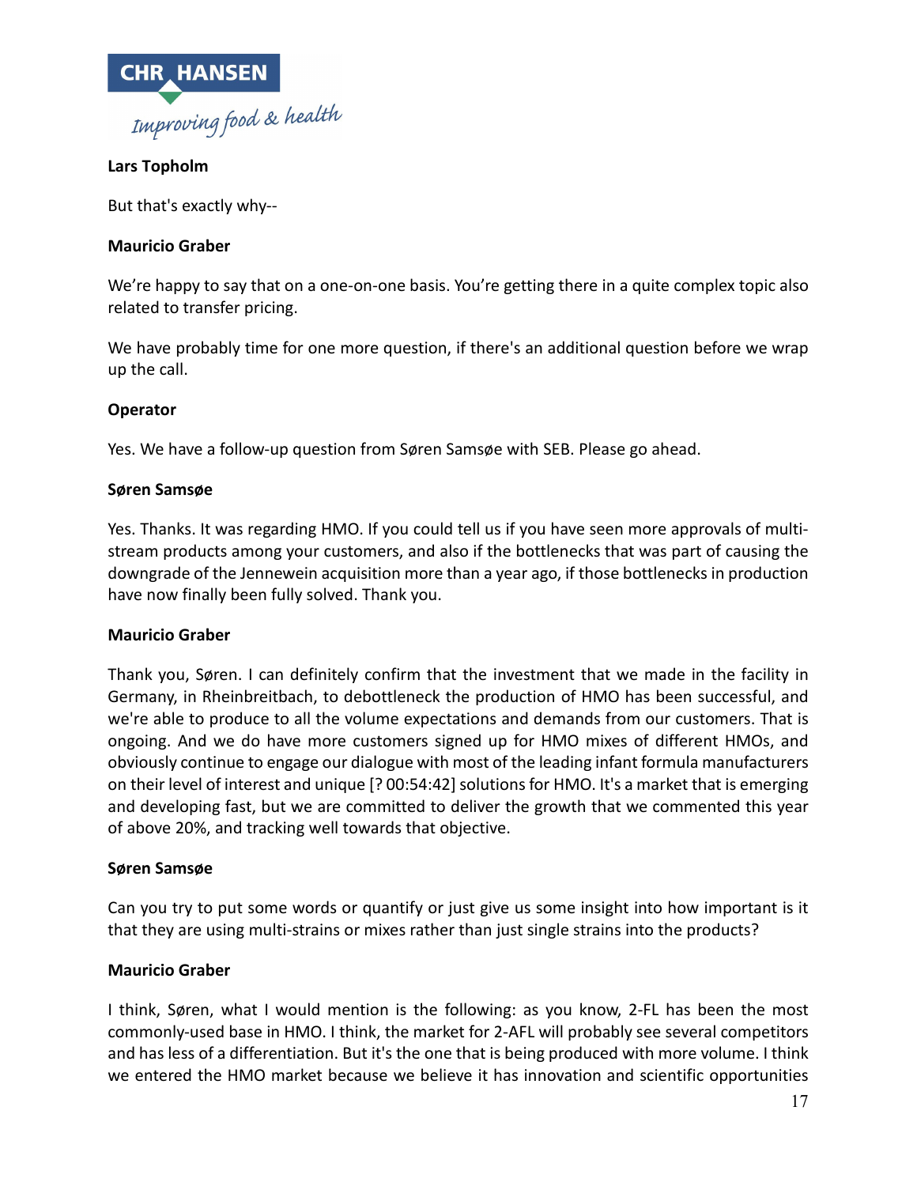**Lars Topholm**

But that's exactly why--

**Mauricio Graber**

We're happy to say that on a one-on-one basis. You're getting there in a quite complex topic also related to transfer pricing.

We have probably time for one more question, if there's an additional question before we wrap up the call.

**Operator**

Yes. We have a follow-up question from Søren Samsøe with SEB. Please go ahead.

**Søren Samsøe**

Yes. Thanks. It was regarding HMO. If you could tell us if you have seen more approvals of multi-stream products among your customers, and also if the bottlenecks that was part of causing the downgrade of the Jennewein acquisition more than a year ago, if those bottlenecks in production have now finally been fully solved. Thank you.

**Mauricio Graber**

Thank you, Søren. I can definitely confirm that the investment that we made in the facility in Germany, in Rheinbreitbach, to debottleneck the production of HMO has been successful, and we're able to produce to all the volume expectations and demands from our customers. That is ongoing. And we do have more customers signed up for HMO mixes of different HMOs, and obviously continue to engage our dialogue with most of the leading infant formula manufacturers on their level of interest and unique [? 00:54:42] solutions for HMO. It's a market that is emerging and developing fast, but we are committed to deliver the growth that we commented this year of above 20%, and tracking well towards that objective.

**Søren Samsøe**

Can you try to put some words or quantify or just give us some insight into how important is it that they are using multi-strains or mixes rather than just single strains into the products?

**Mauricio Graber**

I think, Søren, what I would mention is the following: as you know, 2-FL has been the most commonly-used base in HMO. I think, the market for 2-AFL will probably see several competitors and has less of a differentiation. But it's the one that is being produced with more volume. I think we entered the HMO market because we believe it has innovation and scientific opportunities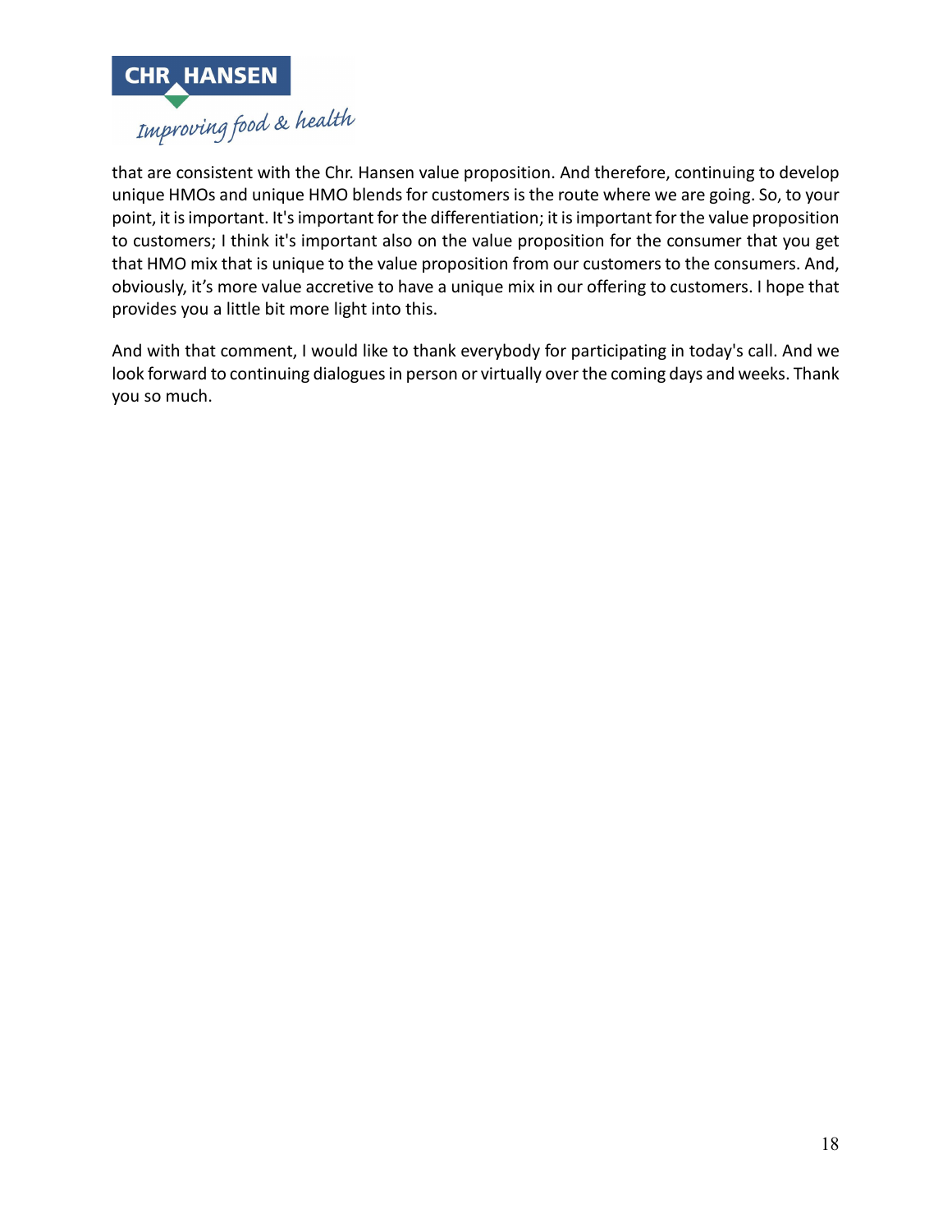that are consistent with the Chr. Hansen value proposition. And therefore, continuing to develop unique HMOs and unique HMO blends for customers is the route where we are going. So, to your point, it is important. It's important for the differentiation; it is important for the value proposition to customers; I think it's important also on the value proposition for the consumer that you get that HMO mix that is unique to the value proposition from our customers to the consumers. And, obviously, it's more value accretive to have a unique mix in our offering to customers. I hope that provides you a little bit more light into this.

And with that comment, I would like to thank everybody for participating in today's call. And we look forward to continuing dialogues in person or virtually over the coming days and weeks. Thank you so much.